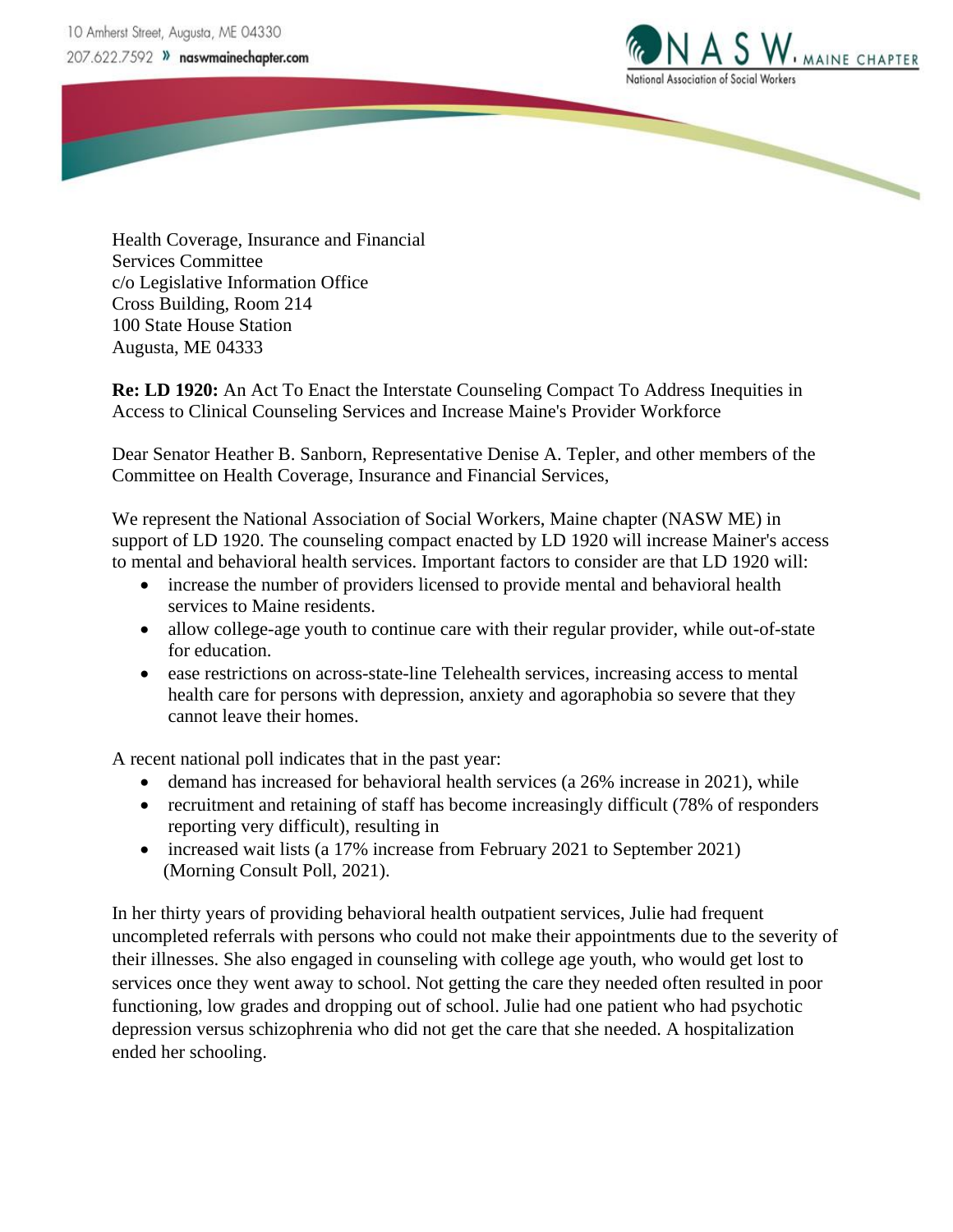10 Amherst Street, Augusta, ME 04330
207.622.7592 » naswmainechapter.com

NASW, MAINE CHAPTER
National Association of Social Workers

Health Coverage, Insurance and Financial
Services Committee
c/o Legislative Information Office
Cross Building, Room 214
100 State House Station
Augusta, ME 04333

**Re: LD 1920:** An Act To Enact the Interstate Counseling Compact To Address Inequities in Access to Clinical Counseling Services and Increase Maine's Provider Workforce

Dear Senator Heather B. Sanborn, Representative Denise A. Tepler, and other members of the Committee on Health Coverage, Insurance and Financial Services,

We represent the National Association of Social Workers, Maine chapter (NASW ME) in support of LD 1920. The counseling compact enacted by LD 1920 will increase Mainer's access to mental and behavioral health services. Important factors to consider are that LD 1920 will:

- increase the number of providers licensed to provide mental and behavioral health services to Maine residents.
- allow college-age youth to continue care with their regular provider, while out-of-state for education.
- ease restrictions on across-state-line Telehealth services, increasing access to mental health care for persons with depression, anxiety and agoraphobia so severe that they cannot leave their homes.

A recent national poll indicates that in the past year:

- demand has increased for behavioral health services (a 26% increase in 2021), while
- recruitment and retaining of staff has become increasingly difficult (78% of responders reporting very difficult), resulting in
- increased wait lists (a 17% increase from February 2021 to September 2021) (Morning Consult Poll, 2021).

In her thirty years of providing behavioral health outpatient services, Julie had frequent uncompleted referrals with persons who could not make their appointments due to the severity of their illnesses. She also engaged in counseling with college age youth, who would get lost to services once they went away to school. Not getting the care they needed often resulted in poor functioning, low grades and dropping out of school. Julie had one patient who had psychotic depression versus schizophrenia who did not get the care that she needed. A hospitalization ended her schooling.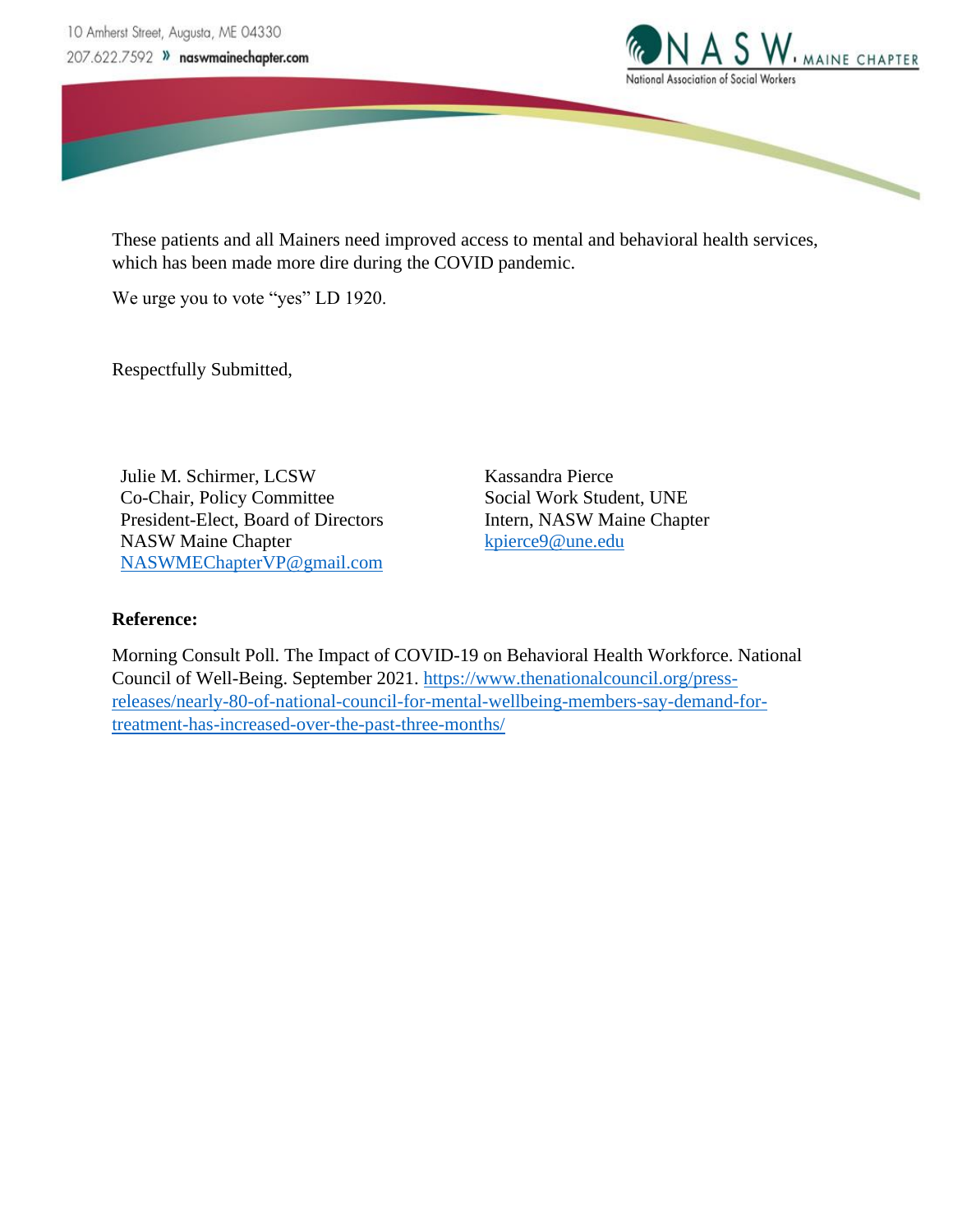These patients and all Mainers need improved access to mental and behavioral health services, which has been made more dire during the COVID pandemic.

We urge you to vote "yes" LD 1920.

Respectfully Submitted,

Julie M. Schirmer, LCSW
Co-Chair, Policy Committee
President-Elect, Board of Directors
NASW Maine Chapter
NASWMEChapterVP@gmail.com

Kassandra Pierce
Social Work Student, UNE
Intern, NASW Maine Chapter
kpierce9@une.edu

**Reference:**

Morning Consult Poll. The Impact of COVID-19 on Behavioral Health Workforce. National Council of Well-Being. September 2021. https://www.thenationalcouncil.org/press-releases/nearly-80-of-national-council-for-mental-wellbeing-members-say-demand-for-treatment-has-increased-over-the-past-three-months/